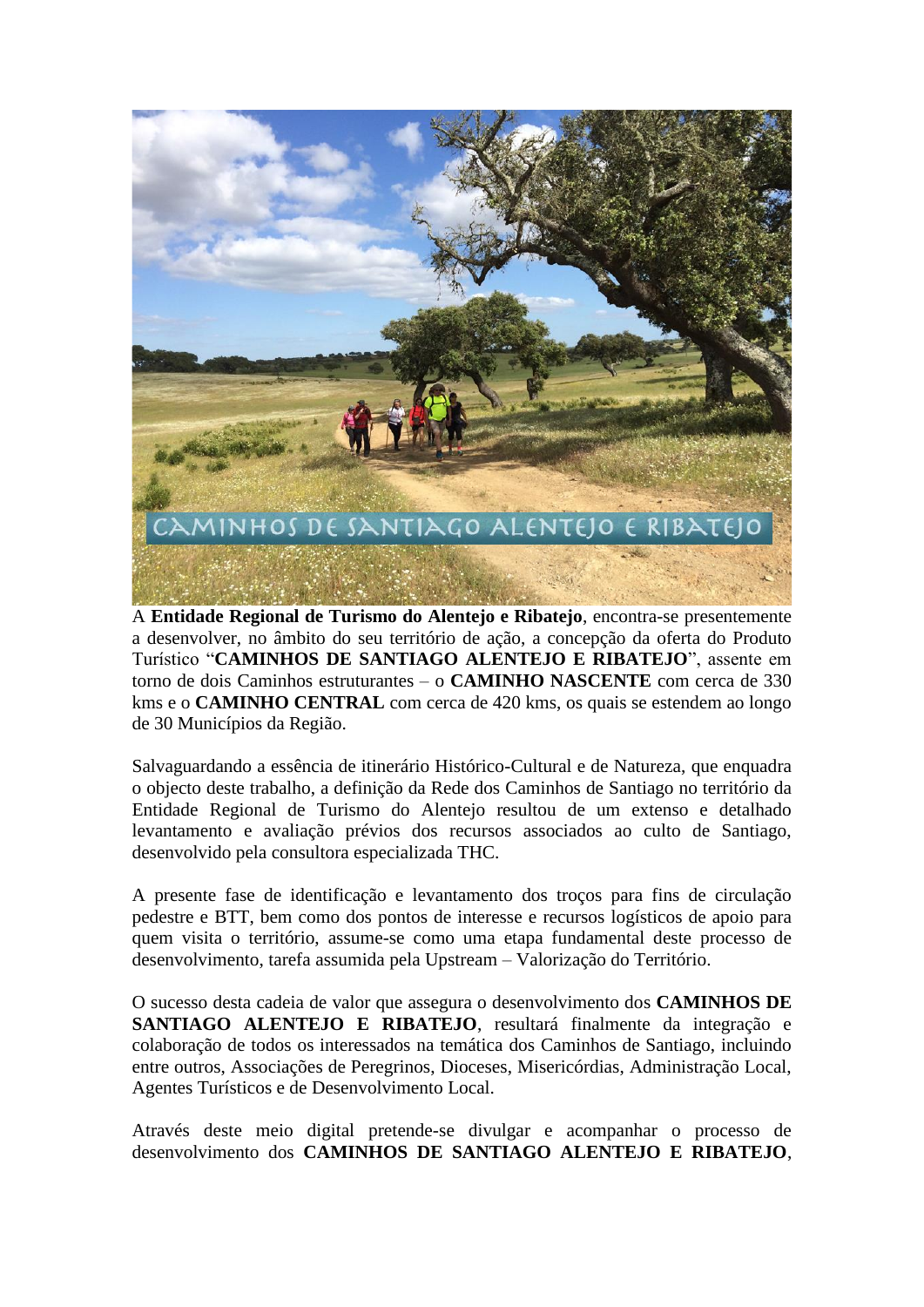A **Entidade Regional de Turismo do Alentejo e Ribatejo**, encontra-se presentemente a desenvolver, no âmbito do seu território de ação, a concepção da oferta do Produto Turístico "**CAMINHOS DE SANTIAGO ALENTEJO E RIBATEJO**", assente em torno de dois Caminhos estruturantes – o **CAMINHO NASCENTE** com cerca de 330 kms e o **CAMINHO CENTRAL** com cerca de 420 kms, os quais se estendem ao longo de 30 Municípios da Região.

Salvaguardando a essência de itinerário Histórico-Cultural e de Natureza, que enquadra o objecto deste trabalho, a definição da Rede dos Caminhos de Santiago no território da Entidade Regional de Turismo do Alentejo resultou de um extenso e detalhado levantamento e avaliação prévios dos recursos associados ao culto de Santiago, desenvolvido pela consultora especializada THC.

A presente fase de identificação e levantamento dos troços para fins de circulação pedestre e BTT, bem como dos pontos de interesse e recursos logísticos de apoio para quem visita o território, assume-se como uma etapa fundamental deste processo de desenvolvimento, tarefa assumida pela Upstream – Valorização do Território.

O sucesso desta cadeia de valor que assegura o desenvolvimento dos **CAMINHOS DE SANTIAGO ALENTEJO E RIBATEJO**, resultará finalmente da integração e colaboração de todos os interessados na temática dos Caminhos de Santiago, incluindo entre outros, Associações de Peregrinos, Dioceses, Misericórdias, Administração Local, Agentes Turísticos e de Desenvolvimento Local.

Através deste meio digital pretende-se divulgar e acompanhar o processo de desenvolvimento dos **CAMINHOS DE SANTIAGO ALENTEJO E RIBATEJO**,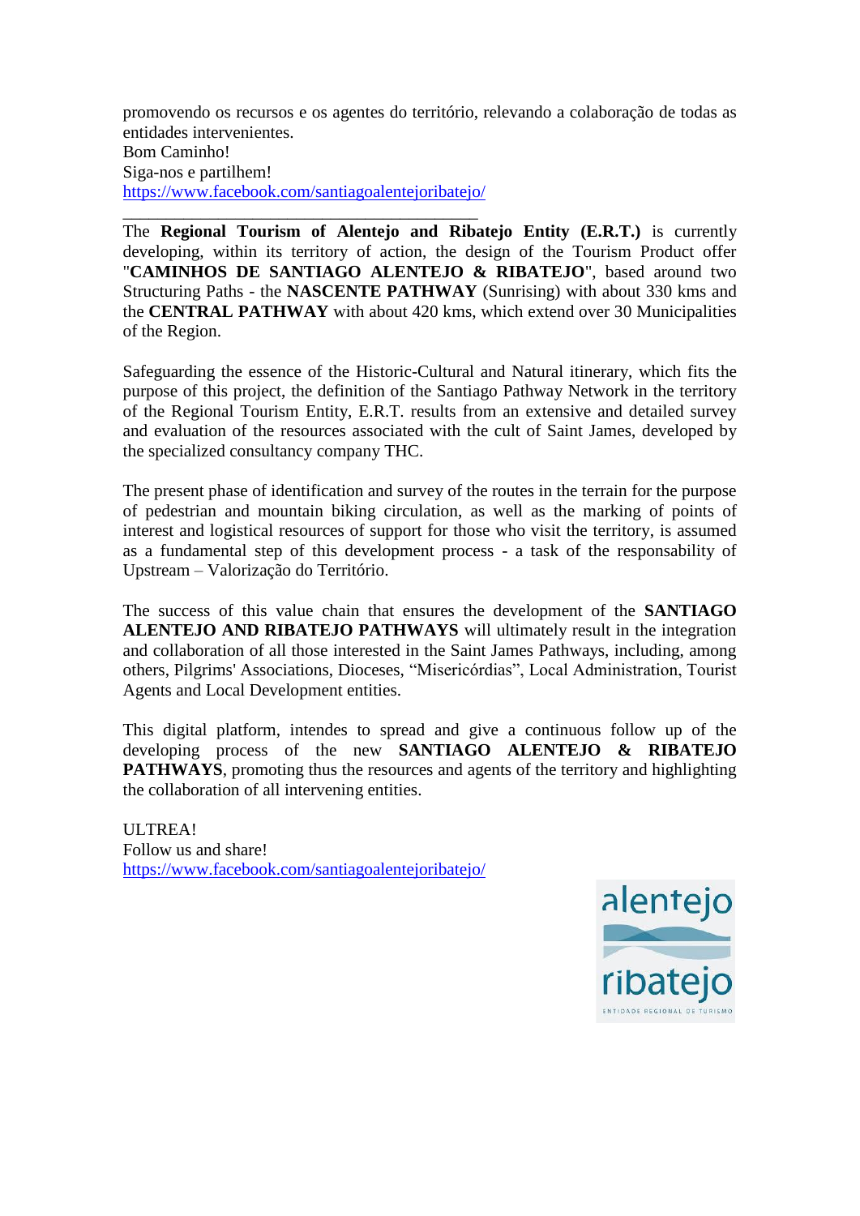promovendo os recursos e os agentes do território, relevando a colaboração de todas as entidades intervenientes.
Bom Caminho!
Siga-nos e partilhem!
https://www.facebook.com/santiagoalentejoribatejo/

---

The **Regional Tourism of Alentejo and Ribatejo Entity (E.R.T.)** is currently developing, within its territory of action, the design of the Tourism Product offer "**CAMINHOS DE SANTIAGO ALENTEJO & RIBATEJO**", based around two Structuring Paths - the **NASCENTE PATHWAY** (Sunrising) with about 330 kms and the **CENTRAL PATHWAY** with about 420 kms, which extend over 30 Municipalities of the Region.

Safeguarding the essence of the Historic-Cultural and Natural itinerary, which fits the purpose of this project, the definition of the Santiago Pathway Network in the territory of the Regional Tourism Entity, E.R.T. results from an extensive and detailed survey and evaluation of the resources associated with the cult of Saint James, developed by the specialized consultancy company THC.

The present phase of identification and survey of the routes in the terrain for the purpose of pedestrian and mountain biking circulation, as well as the marking of points of interest and logistical resources of support for those who visit the territory, is assumed as a fundamental step of this development process - a task of the responsability of Upstream – Valorização do Território.

The success of this value chain that ensures the development of the **SANTIAGO ALENTEJO AND RIBATEJO PATHWAYS** will ultimately result in the integration and collaboration of all those interested in the Saint James Pathways, including, among others, Pilgrims' Associations, Dioceses, "Misericórdias", Local Administration, Tourist Agents and Local Development entities.

This digital platform, intendes to spread and give a continuous follow up of the developing process of the new **SANTIAGO ALENTEJO & RIBATEJO PATHWAYS**, promoting thus the resources and agents of the territory and highlighting the collaboration of all intervening entities.

ULTREA!
Follow us and share!
https://www.facebook.com/santiagoalentejoribatejo/

alentejo
ribatejo
ENTIDADE REGIONAL DE TURISMO